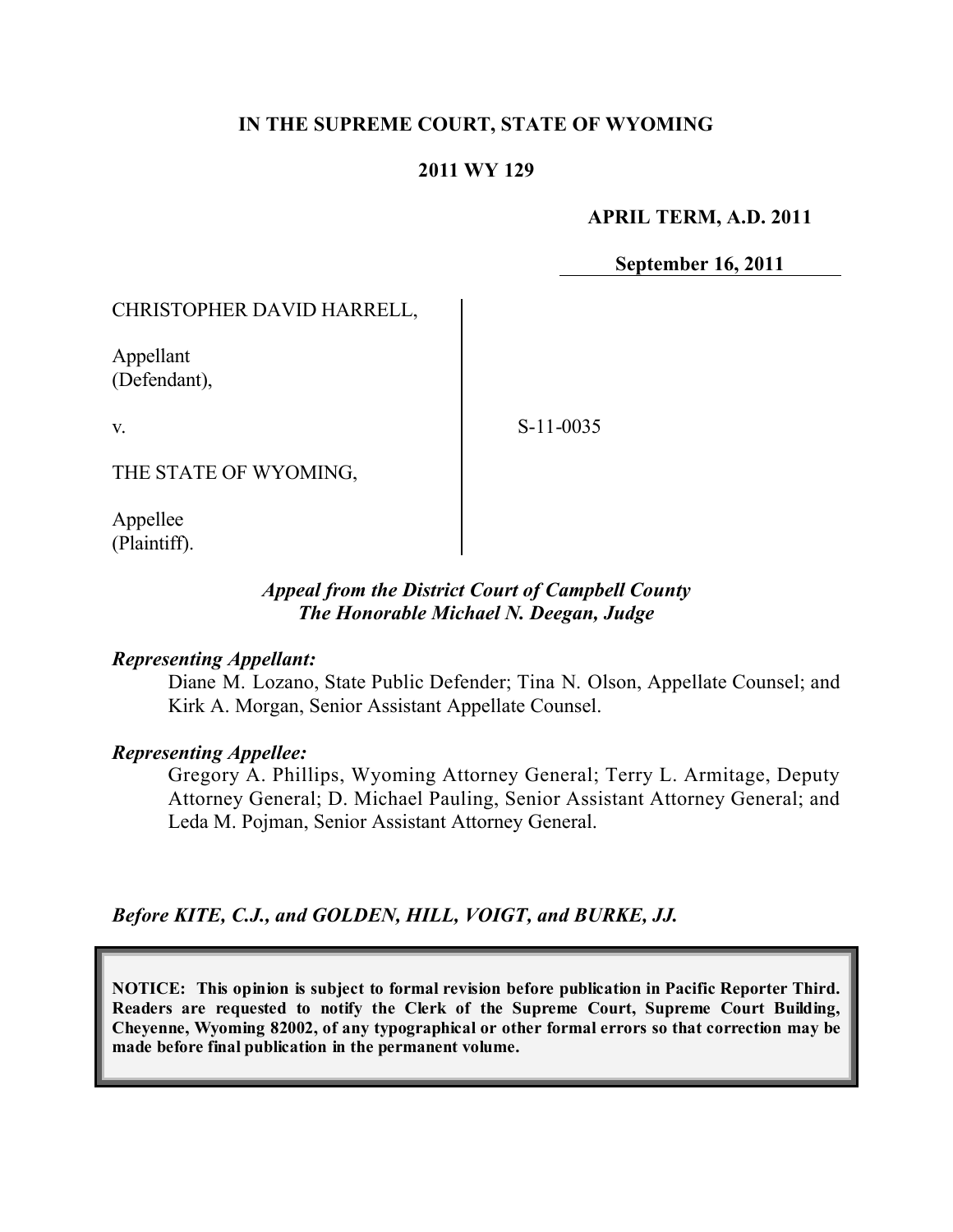**IN THE SUPREME COURT, STATE OF WYOMING**

**2011 WY 129**

**APRIL TERM, A.D. 2011**

**September 16, 2011**

CHRISTOPHER DAVID HARRELL,

Appellant
(Defendant),

v.

S-11-0035

THE STATE OF WYOMING,

Appellee
(Plaintiff).

***Appeal from the District Court of Campbell County***
***The Honorable Michael N. Deegan, Judge***

***Representing Appellant:***

Diane M. Lozano, State Public Defender; Tina N. Olson, Appellate Counsel; and Kirk A. Morgan, Senior Assistant Appellate Counsel.

***Representing Appellee:***

Gregory A. Phillips, Wyoming Attorney General; Terry L. Armitage, Deputy Attorney General; D. Michael Pauling, Senior Assistant Attorney General; and Leda M. Pojman, Senior Assistant Attorney General.

***Before KITE, C.J., and GOLDEN, HILL, VOIGT, and BURKE, JJ.***

**NOTICE: This opinion is subject to formal revision before publication in Pacific Reporter Third. Readers are requested to notify the Clerk of the Supreme Court, Supreme Court Building, Cheyenne, Wyoming 82002, of any typographical or other formal errors so that correction may be made before final publication in the permanent volume.**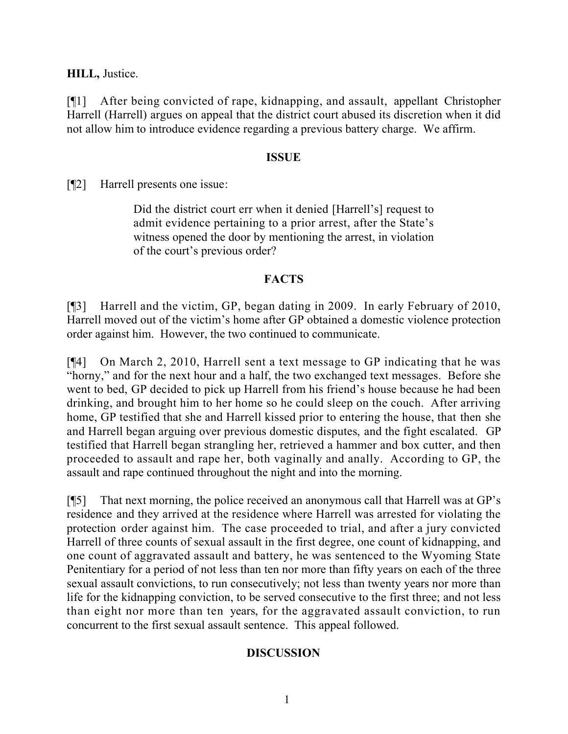**HILL,** Justice.

[¶1] After being convicted of rape, kidnapping, and assault, appellant Christopher Harrell (Harrell) argues on appeal that the district court abused its discretion when it did not allow him to introduce evidence regarding a previous battery charge. We affirm.

## ISSUE

[¶2] Harrell presents one issue:

> Did the district court err when it denied [Harrell's] request to admit evidence pertaining to a prior arrest, after the State's witness opened the door by mentioning the arrest, in violation of the court's previous order?

## FACTS

[¶3] Harrell and the victim, GP, began dating in 2009. In early February of 2010, Harrell moved out of the victim's home after GP obtained a domestic violence protection order against him. However, the two continued to communicate.

[¶4] On March 2, 2010, Harrell sent a text message to GP indicating that he was "horny," and for the next hour and a half, the two exchanged text messages. Before she went to bed, GP decided to pick up Harrell from his friend's house because he had been drinking, and brought him to her home so he could sleep on the couch. After arriving home, GP testified that she and Harrell kissed prior to entering the house, that then she and Harrell began arguing over previous domestic disputes, and the fight escalated. GP testified that Harrell began strangling her, retrieved a hammer and box cutter, and then proceeded to assault and rape her, both vaginally and anally. According to GP, the assault and rape continued throughout the night and into the morning.

[¶5] That next morning, the police received an anonymous call that Harrell was at GP's residence and they arrived at the residence where Harrell was arrested for violating the protection order against him. The case proceeded to trial, and after a jury convicted Harrell of three counts of sexual assault in the first degree, one count of kidnapping, and one count of aggravated assault and battery, he was sentenced to the Wyoming State Penitentiary for a period of not less than ten nor more than fifty years on each of the three sexual assault convictions, to run consecutively; not less than twenty years nor more than life for the kidnapping conviction, to be served consecutive to the first three; and not less than eight nor more than ten years, for the aggravated assault conviction, to run concurrent to the first sexual assault sentence. This appeal followed.

## DISCUSSION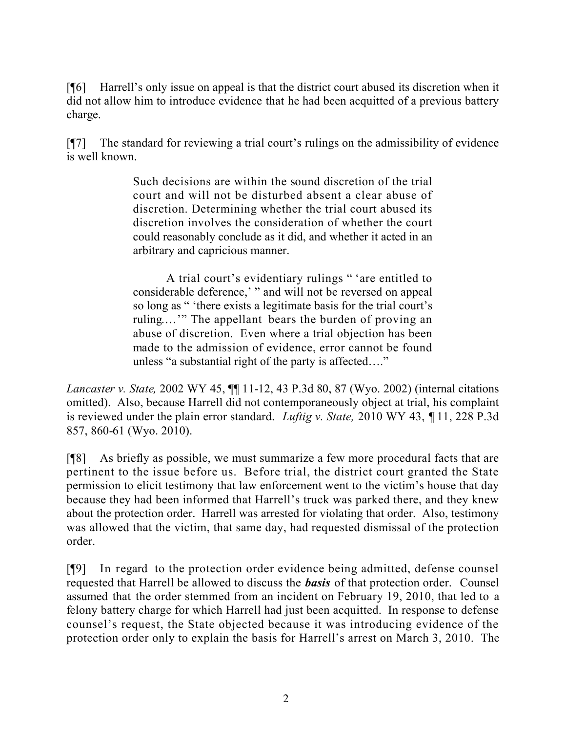[¶6] Harrell's only issue on appeal is that the district court abused its discretion when it did not allow him to introduce evidence that he had been acquitted of a previous battery charge.

[¶7] The standard for reviewing a trial court's rulings on the admissibility of evidence is well known.

> Such decisions are within the sound discretion of the trial court and will not be disturbed absent a clear abuse of discretion. Determining whether the trial court abused its discretion involves the consideration of whether the court could reasonably conclude as it did, and whether it acted in an arbitrary and capricious manner.
>
> A trial court's evidentiary rulings " 'are entitled to considerable deference,' " and will not be reversed on appeal so long as " 'there exists a legitimate basis for the trial court's ruling….' " The appellant bears the burden of proving an abuse of discretion. Even where a trial objection has been made to the admission of evidence, error cannot be found unless "a substantial right of the party is affected…."

*Lancaster v. State,* 2002 WY 45, ¶¶ 11-12, 43 P.3d 80, 87 (Wyo. 2002) (internal citations omitted). Also, because Harrell did not contemporaneously object at trial, his complaint is reviewed under the plain error standard. *Luftig v. State,* 2010 WY 43, ¶ 11, 228 P.3d 857, 860-61 (Wyo. 2010).

[¶8] As briefly as possible, we must summarize a few more procedural facts that are pertinent to the issue before us. Before trial, the district court granted the State permission to elicit testimony that law enforcement went to the victim's house that day because they had been informed that Harrell's truck was parked there, and they knew about the protection order. Harrell was arrested for violating that order. Also, testimony was allowed that the victim, that same day, had requested dismissal of the protection order.

[¶9] In regard to the protection order evidence being admitted, defense counsel requested that Harrell be allowed to discuss the ***basis*** of that protection order. Counsel assumed that the order stemmed from an incident on February 19, 2010, that led to a felony battery charge for which Harrell had just been acquitted. In response to defense counsel's request, the State objected because it was introducing evidence of the protection order only to explain the basis for Harrell's arrest on March 3, 2010. The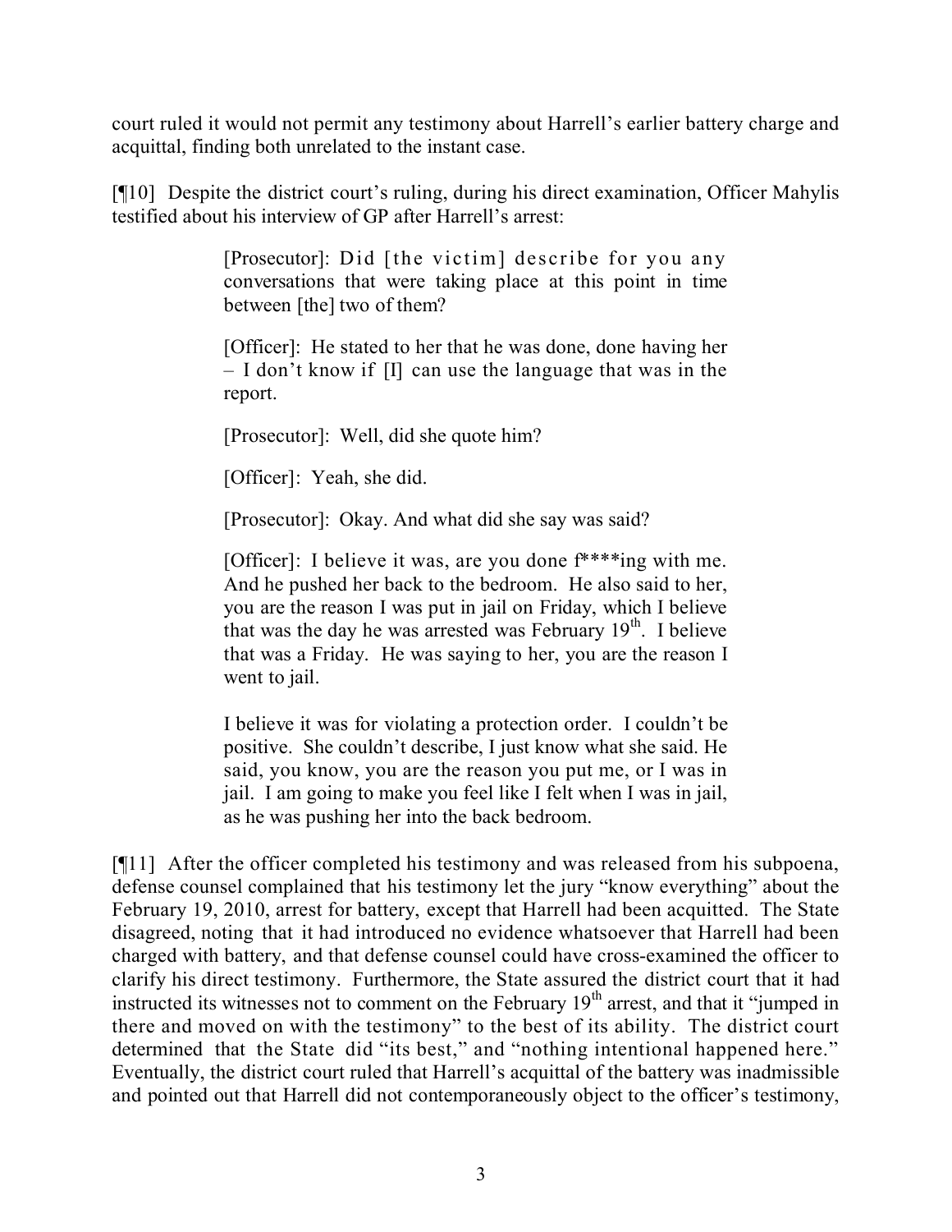court ruled it would not permit any testimony about Harrell's earlier battery charge and acquittal, finding both unrelated to the instant case.

[¶10] Despite the district court's ruling, during his direct examination, Officer Mahylis testified about his interview of GP after Harrell's arrest:

> [Prosecutor]: Did [the victim] describe for you any conversations that were taking place at this point in time between [the] two of them?
>
> [Officer]: He stated to her that he was done, done having her – I don't know if [I] can use the language that was in the report.
>
> [Prosecutor]: Well, did she quote him?
>
> [Officer]: Yeah, she did.
>
> [Prosecutor]: Okay. And what did she say was said?
>
> [Officer]: I believe it was, are you done f****ing with me. And he pushed her back to the bedroom. He also said to her, you are the reason I was put in jail on Friday, which I believe that was the day he was arrested was February 19th. I believe that was a Friday. He was saying to her, you are the reason I went to jail.
>
> I believe it was for violating a protection order. I couldn't be positive. She couldn't describe, I just know what she said. He said, you know, you are the reason you put me, or I was in jail. I am going to make you feel like I felt when I was in jail, as he was pushing her into the back bedroom.

[¶11] After the officer completed his testimony and was released from his subpoena, defense counsel complained that his testimony let the jury "know everything" about the February 19, 2010, arrest for battery, except that Harrell had been acquitted. The State disagreed, noting that it had introduced no evidence whatsoever that Harrell had been charged with battery, and that defense counsel could have cross-examined the officer to clarify his direct testimony. Furthermore, the State assured the district court that it had instructed its witnesses not to comment on the February 19th arrest, and that it "jumped in there and moved on with the testimony" to the best of its ability. The district court determined that the State did "its best," and "nothing intentional happened here." Eventually, the district court ruled that Harrell's acquittal of the battery was inadmissible and pointed out that Harrell did not contemporaneously object to the officer's testimony,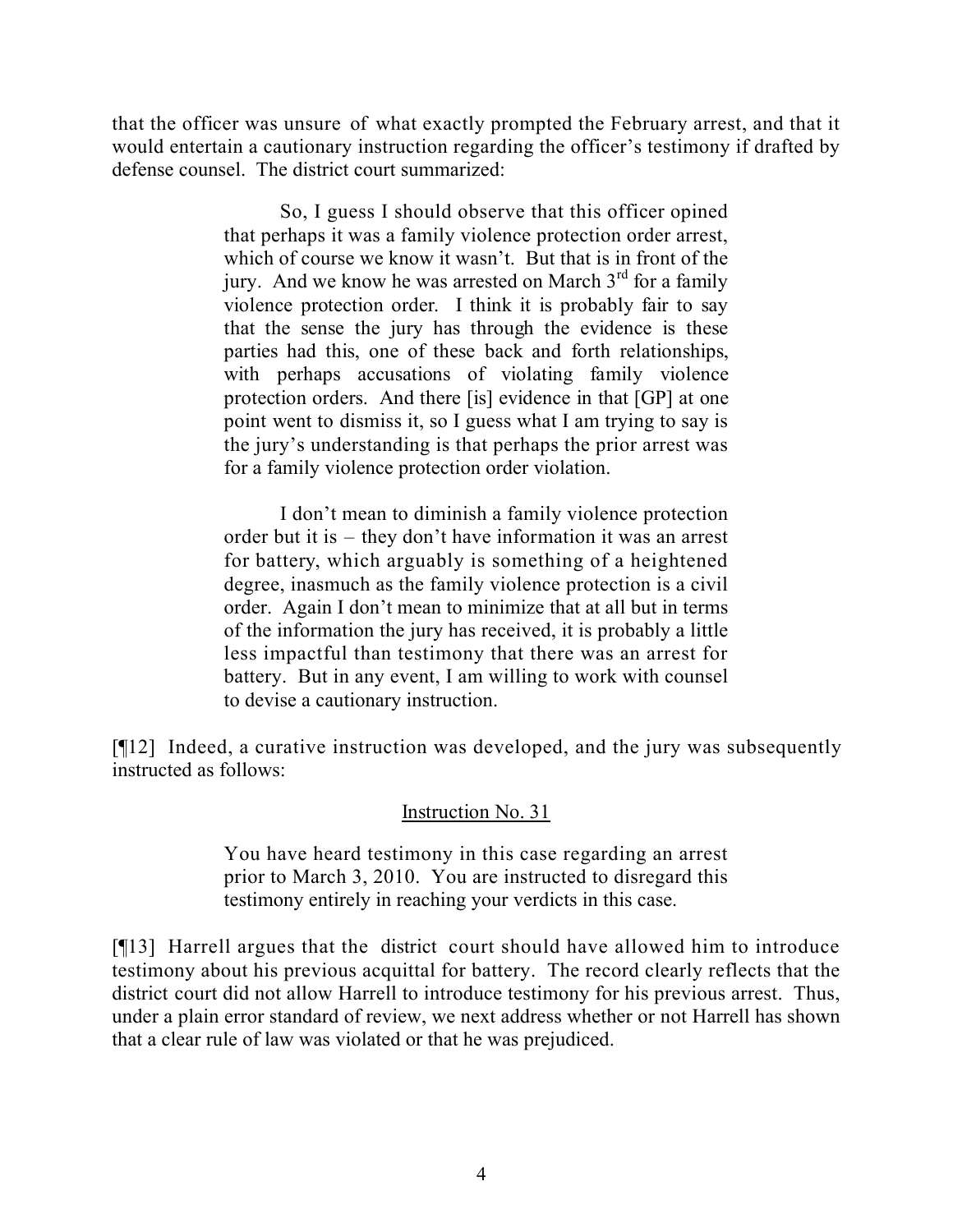that the officer was unsure of what exactly prompted the February arrest, and that it would entertain a cautionary instruction regarding the officer's testimony if drafted by defense counsel. The district court summarized:

> So, I guess I should observe that this officer opined that perhaps it was a family violence protection order arrest, which of course we know it wasn't. But that is in front of the jury. And we know he was arrested on March 3rd for a family violence protection order. I think it is probably fair to say that the sense the jury has through the evidence is these parties had this, one of these back and forth relationships, with perhaps accusations of violating family violence protection orders. And there [is] evidence in that [GP] at one point went to dismiss it, so I guess what I am trying to say is the jury's understanding is that perhaps the prior arrest was for a family violence protection order violation.
>
> I don't mean to diminish a family violence protection order but it is – they don't have information it was an arrest for battery, which arguably is something of a heightened degree, inasmuch as the family violence protection is a civil order. Again I don't mean to minimize that at all but in terms of the information the jury has received, it is probably a little less impactful than testimony that there was an arrest for battery. But in any event, I am willing to work with counsel to devise a cautionary instruction.

[¶12] Indeed, a curative instruction was developed, and the jury was subsequently instructed as follows:

> Instruction No. 31
>
> You have heard testimony in this case regarding an arrest prior to March 3, 2010. You are instructed to disregard this testimony entirely in reaching your verdicts in this case.

[¶13] Harrell argues that the district court should have allowed him to introduce testimony about his previous acquittal for battery. The record clearly reflects that the district court did not allow Harrell to introduce testimony for his previous arrest. Thus, under a plain error standard of review, we next address whether or not Harrell has shown that a clear rule of law was violated or that he was prejudiced.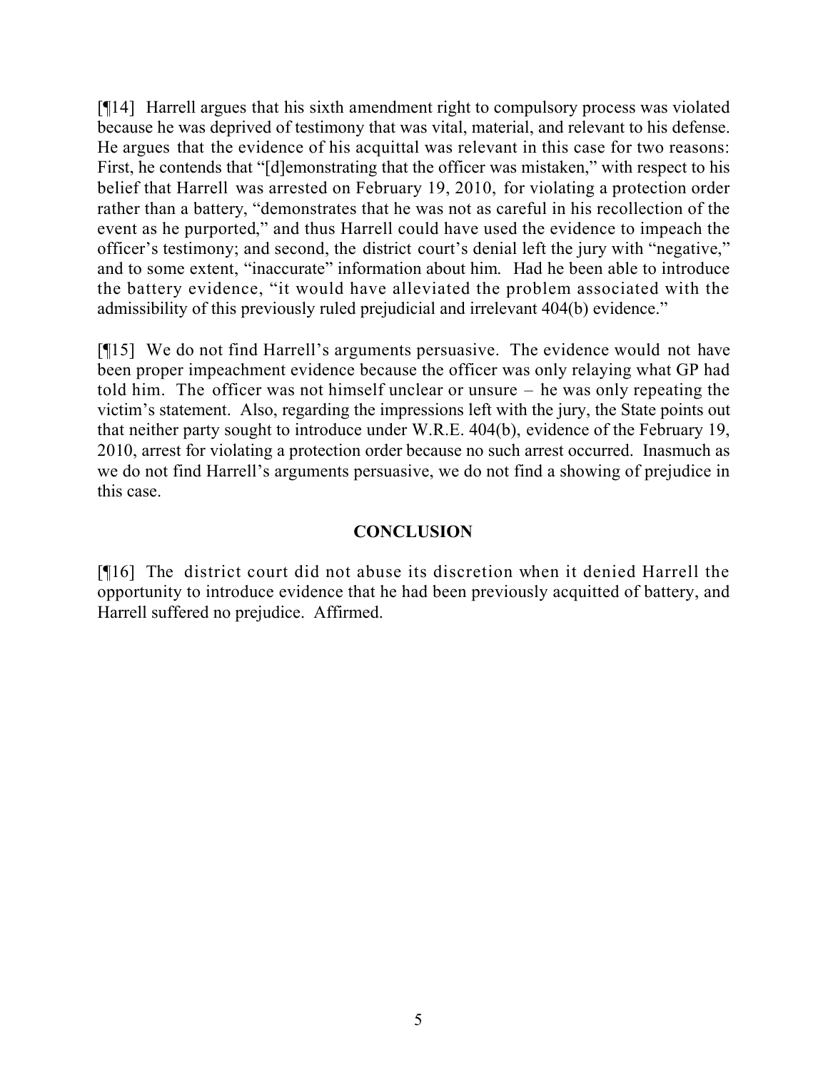[¶14] Harrell argues that his sixth amendment right to compulsory process was violated because he was deprived of testimony that was vital, material, and relevant to his defense. He argues that the evidence of his acquittal was relevant in this case for two reasons: First, he contends that "[d]emonstrating that the officer was mistaken," with respect to his belief that Harrell was arrested on February 19, 2010, for violating a protection order rather than a battery, "demonstrates that he was not as careful in his recollection of the event as he purported," and thus Harrell could have used the evidence to impeach the officer's testimony; and second, the district court's denial left the jury with "negative," and to some extent, "inaccurate" information about him. Had he been able to introduce the battery evidence, "it would have alleviated the problem associated with the admissibility of this previously ruled prejudicial and irrelevant 404(b) evidence."

[¶15] We do not find Harrell's arguments persuasive. The evidence would not have been proper impeachment evidence because the officer was only relaying what GP had told him. The officer was not himself unclear or unsure – he was only repeating the victim's statement. Also, regarding the impressions left with the jury, the State points out that neither party sought to introduce under W.R.E. 404(b), evidence of the February 19, 2010, arrest for violating a protection order because no such arrest occurred. Inasmuch as we do not find Harrell's arguments persuasive, we do not find a showing of prejudice in this case.

## CONCLUSION

[¶16] The district court did not abuse its discretion when it denied Harrell the opportunity to introduce evidence that he had been previously acquitted of battery, and Harrell suffered no prejudice. Affirmed.